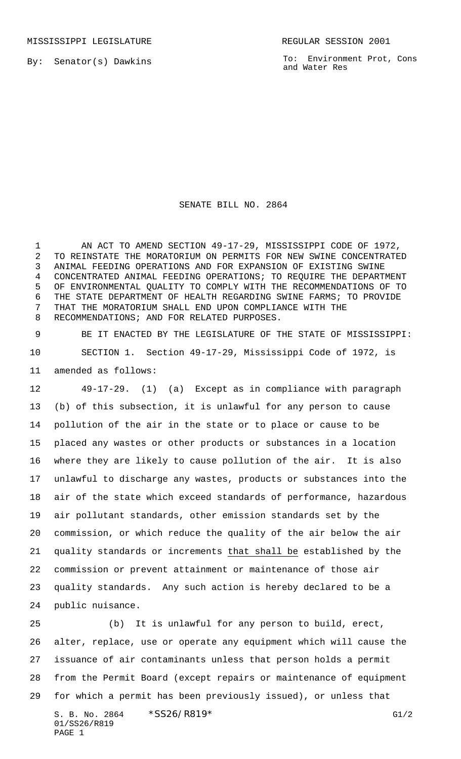MISSISSIPPI LEGISLATURE REGULAR SESSION 2001

By: Senator(s) Dawkins

To: Environment Prot, Cons and Water Res

# SENATE BILL NO. 2864

AN ACT TO AMEND SECTION 49-17-29, MISSISSIPPI CODE OF 1972, TO REINSTATE THE MORATORIUM ON PERMITS FOR NEW SWINE CONCENTRATED ANIMAL FEEDING OPERATIONS AND FOR EXPANSION OF EXISTING SWINE CONCENTRATED ANIMAL FEEDING OPERATIONS; TO REQUIRE THE DEPARTMENT OF ENVIRONMENTAL QUALITY TO COMPLY WITH THE RECOMMENDATIONS OF TO THE STATE DEPARTMENT OF HEALTH REGARDING SWINE FARMS; TO PROVIDE THAT THE MORATORIUM SHALL END UPON COMPLIANCE WITH THE RECOMMENDATIONS; AND FOR RELATED PURPOSES.

BE IT ENACTED BY THE LEGISLATURE OF THE STATE OF MISSISSIPPI:

SECTION 1. Section 49-17-29, Mississippi Code of 1972, is amended as follows:

49-17-29. (1) (a) Except as in compliance with paragraph (b) of this subsection, it is unlawful for any person to cause pollution of the air in the state or to place or cause to be placed any wastes or other products or substances in a location where they are likely to cause pollution of the air. It is also unlawful to discharge any wastes, products or substances into the air of the state which exceed standards of performance, hazardous air pollutant standards, other emission standards set by the commission, or which reduce the quality of the air below the air quality standards or increments <u>that shall be</u> established by the commission or prevent attainment or maintenance of those air quality standards. Any such action is hereby declared to be a public nuisance.

(b) It is unlawful for any person to build, erect, alter, replace, use or operate any equipment which will cause the issuance of air contaminants unless that person holds a permit from the Permit Board (except repairs or maintenance of equipment for which a permit has been previously issued), or unless that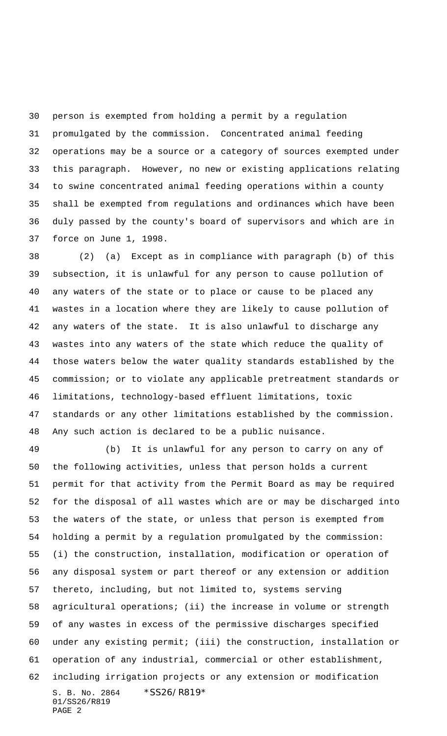person is exempted from holding a permit by a regulation promulgated by the commission. Concentrated animal feeding operations may be a source or a category of sources exempted under this paragraph. However, no new or existing applications relating to swine concentrated animal feeding operations within a county shall be exempted from regulations and ordinances which have been duly passed by the county's board of supervisors and which are in force on June 1, 1998.

(2) (a) Except as in compliance with paragraph (b) of this subsection, it is unlawful for any person to cause pollution of any waters of the state or to place or cause to be placed any wastes in a location where they are likely to cause pollution of any waters of the state. It is also unlawful to discharge any wastes into any waters of the state which reduce the quality of those waters below the water quality standards established by the commission; or to violate any applicable pretreatment standards or limitations, technology-based effluent limitations, toxic standards or any other limitations established by the commission. Any such action is declared to be a public nuisance.

(b) It is unlawful for any person to carry on any of the following activities, unless that person holds a current permit for that activity from the Permit Board as may be required for the disposal of all wastes which are or may be discharged into the waters of the state, or unless that person is exempted from holding a permit by a regulation promulgated by the commission: (i) the construction, installation, modification or operation of any disposal system or part thereof or any extension or addition thereto, including, but not limited to, systems serving agricultural operations; (ii) the increase in volume or strength of any wastes in excess of the permissive discharges specified under any existing permit; (iii) the construction, installation or operation of any industrial, commercial or other establishment, including irrigation projects or any extension or modification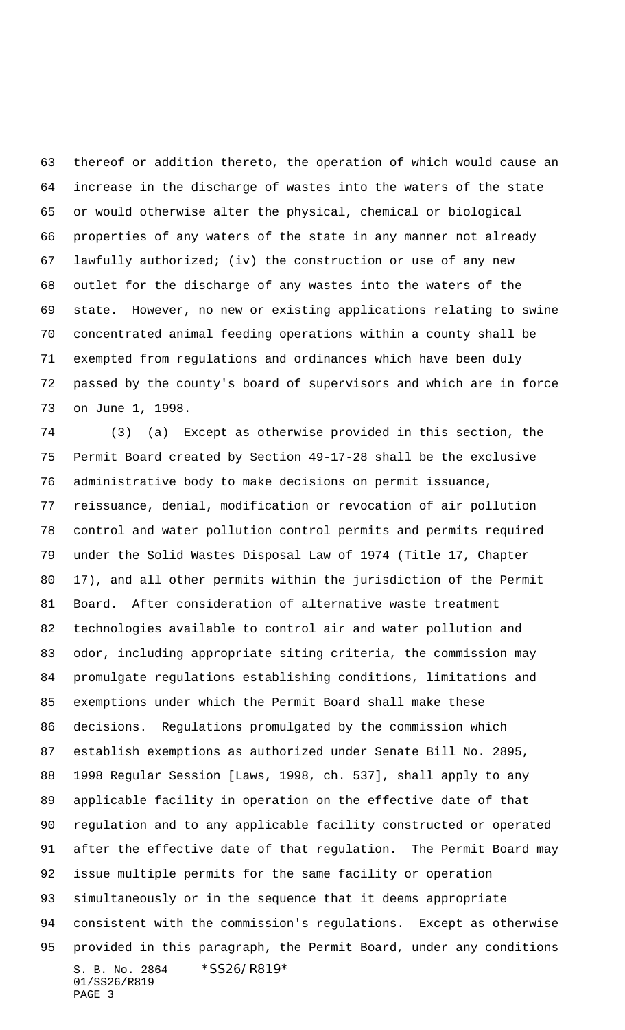thereof or addition thereto, the operation of which would cause an increase in the discharge of wastes into the waters of the state or would otherwise alter the physical, chemical or biological properties of any waters of the state in any manner not already lawfully authorized; (iv) the construction or use of any new outlet for the discharge of any wastes into the waters of the state. However, no new or existing applications relating to swine concentrated animal feeding operations within a county shall be exempted from regulations and ordinances which have been duly passed by the county's board of supervisors and which are in force on June 1, 1998.

(3) (a) Except as otherwise provided in this section, the Permit Board created by Section 49-17-28 shall be the exclusive administrative body to make decisions on permit issuance, reissuance, denial, modification or revocation of air pollution control and water pollution control permits and permits required under the Solid Wastes Disposal Law of 1974 (Title 17, Chapter 17), and all other permits within the jurisdiction of the Permit Board. After consideration of alternative waste treatment technologies available to control air and water pollution and odor, including appropriate siting criteria, the commission may promulgate regulations establishing conditions, limitations and exemptions under which the Permit Board shall make these decisions. Regulations promulgated by the commission which establish exemptions as authorized under Senate Bill No. 2895, 1998 Regular Session [Laws, 1998, ch. 537], shall apply to any applicable facility in operation on the effective date of that regulation and to any applicable facility constructed or operated after the effective date of that regulation. The Permit Board may issue multiple permits for the same facility or operation simultaneously or in the sequence that it deems appropriate consistent with the commission's regulations. Except as otherwise provided in this paragraph, the Permit Board, under any conditions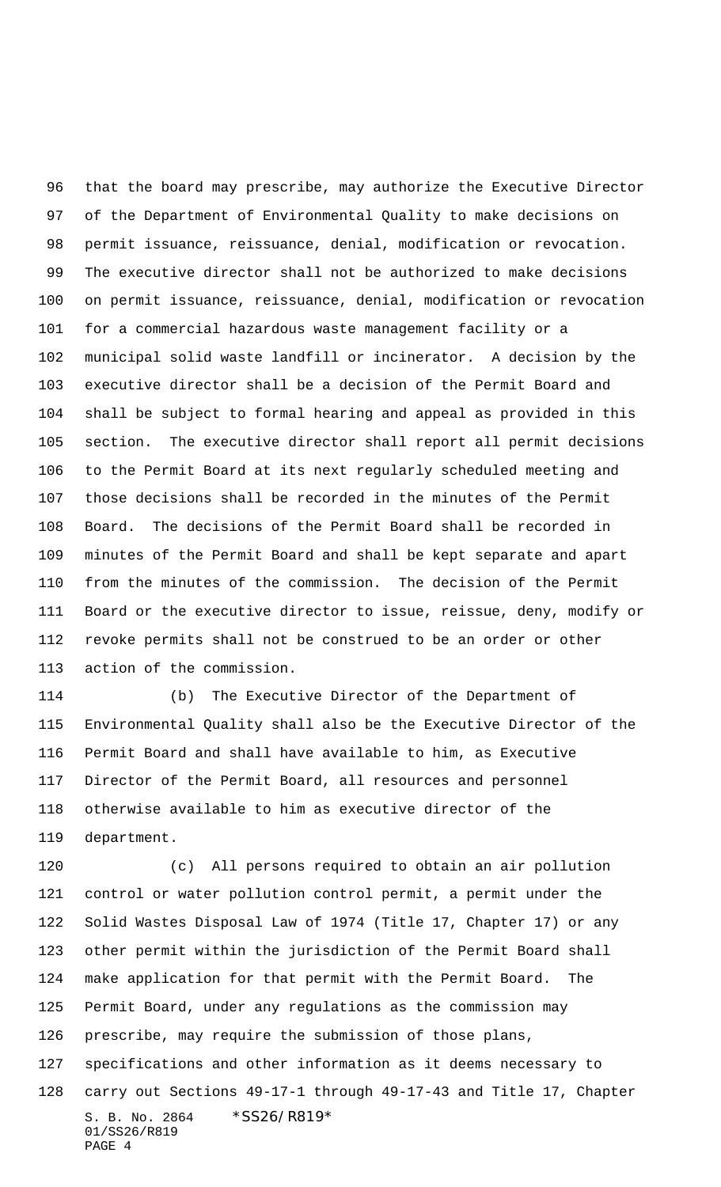that the board may prescribe, may authorize the Executive Director of the Department of Environmental Quality to make decisions on permit issuance, reissuance, denial, modification or revocation. The executive director shall not be authorized to make decisions on permit issuance, reissuance, denial, modification or revocation for a commercial hazardous waste management facility or a municipal solid waste landfill or incinerator. A decision by the executive director shall be a decision of the Permit Board and shall be subject to formal hearing and appeal as provided in this section. The executive director shall report all permit decisions to the Permit Board at its next regularly scheduled meeting and those decisions shall be recorded in the minutes of the Permit Board. The decisions of the Permit Board shall be recorded in minutes of the Permit Board and shall be kept separate and apart from the minutes of the commission. The decision of the Permit Board or the executive director to issue, reissue, deny, modify or revoke permits shall not be construed to be an order or other action of the commission.

(b) The Executive Director of the Department of Environmental Quality shall also be the Executive Director of the Permit Board and shall have available to him, as Executive Director of the Permit Board, all resources and personnel otherwise available to him as executive director of the department.

(c) All persons required to obtain an air pollution control or water pollution control permit, a permit under the Solid Wastes Disposal Law of 1974 (Title 17, Chapter 17) or any other permit within the jurisdiction of the Permit Board shall make application for that permit with the Permit Board. The Permit Board, under any regulations as the commission may prescribe, may require the submission of those plans, specifications and other information as it deems necessary to carry out Sections 49-17-1 through 49-17-43 and Title 17, Chapter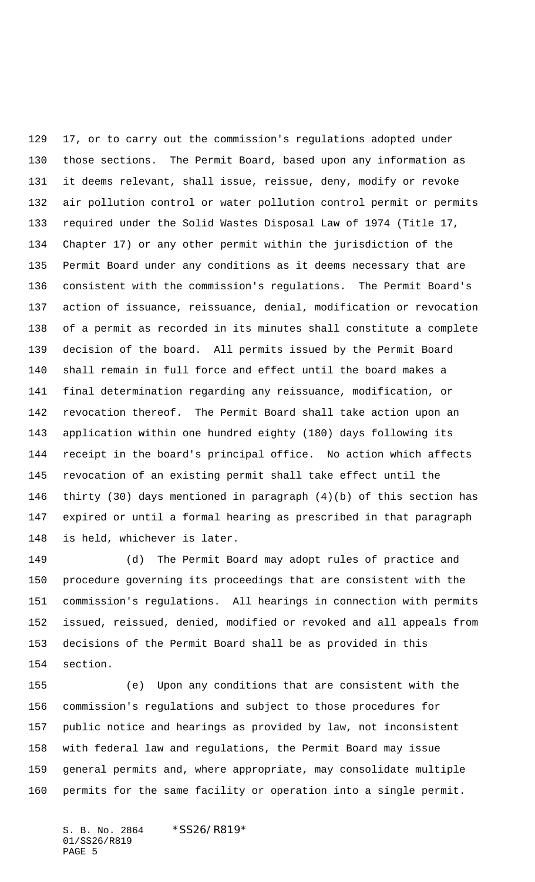17, or to carry out the commission's regulations adopted under those sections. The Permit Board, based upon any information as it deems relevant, shall issue, reissue, deny, modify or revoke air pollution control or water pollution control permit or permits required under the Solid Wastes Disposal Law of 1974 (Title 17, Chapter 17) or any other permit within the jurisdiction of the Permit Board under any conditions as it deems necessary that are consistent with the commission's regulations. The Permit Board's action of issuance, reissuance, denial, modification or revocation of a permit as recorded in its minutes shall constitute a complete decision of the board. All permits issued by the Permit Board shall remain in full force and effect until the board makes a final determination regarding any reissuance, modification, or revocation thereof. The Permit Board shall take action upon an application within one hundred eighty (180) days following its receipt in the board's principal office. No action which affects revocation of an existing permit shall take effect until the thirty (30) days mentioned in paragraph (4)(b) of this section has expired or until a formal hearing as prescribed in that paragraph is held, whichever is later.

(d) The Permit Board may adopt rules of practice and procedure governing its proceedings that are consistent with the commission's regulations. All hearings in connection with permits issued, reissued, denied, modified or revoked and all appeals from decisions of the Permit Board shall be as provided in this section.

(e) Upon any conditions that are consistent with the commission's regulations and subject to those procedures for public notice and hearings as provided by law, not inconsistent with federal law and regulations, the Permit Board may issue general permits and, where appropriate, may consolidate multiple permits for the same facility or operation into a single permit.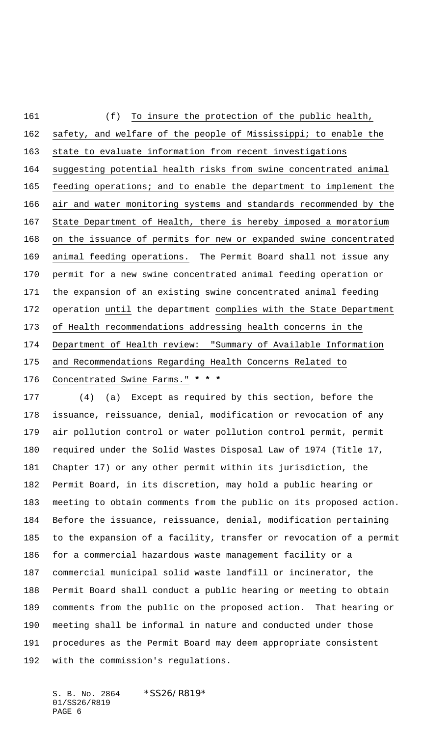(f) To insure the protection of the public health, safety, and welfare of the people of Mississippi; to enable the state to evaluate information from recent investigations suggesting potential health risks from swine concentrated animal feeding operations; and to enable the department to implement the air and water monitoring systems and standards recommended by the State Department of Health, there is hereby imposed a moratorium on the issuance of permits for new or expanded swine concentrated animal feeding operations. The Permit Board shall not issue any permit for a new swine concentrated animal feeding operation or the expansion of an existing swine concentrated animal feeding operation until the department complies with the State Department of Health recommendations addressing health concerns in the Department of Health review: "Summary of Available Information and Recommendations Regarding Health Concerns Related to Concentrated Swine Farms." **\* \* \***

(4) (a) Except as required by this section, before the issuance, reissuance, denial, modification or revocation of any air pollution control or water pollution control permit, permit required under the Solid Wastes Disposal Law of 1974 (Title 17, Chapter 17) or any other permit within its jurisdiction, the Permit Board, in its discretion, may hold a public hearing or meeting to obtain comments from the public on its proposed action. Before the issuance, reissuance, denial, modification pertaining to the expansion of a facility, transfer or revocation of a permit for a commercial hazardous waste management facility or a commercial municipal solid waste landfill or incinerator, the Permit Board shall conduct a public hearing or meeting to obtain comments from the public on the proposed action. That hearing or meeting shall be informal in nature and conducted under those procedures as the Permit Board may deem appropriate consistent with the commission's regulations.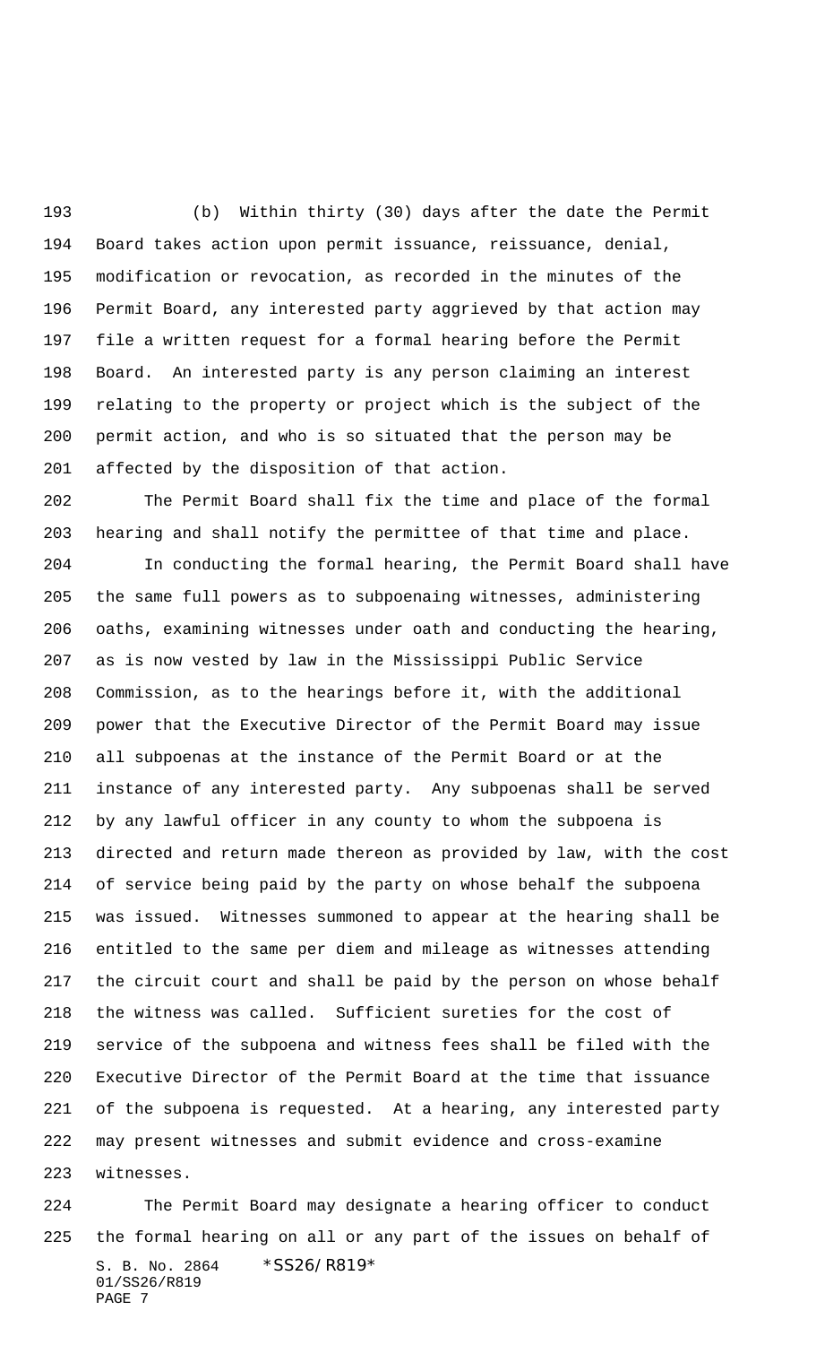(b) Within thirty (30) days after the date the Permit Board takes action upon permit issuance, reissuance, denial, modification or revocation, as recorded in the minutes of the Permit Board, any interested party aggrieved by that action may file a written request for a formal hearing before the Permit Board. An interested party is any person claiming an interest relating to the property or project which is the subject of the permit action, and who is so situated that the person may be affected by the disposition of that action.

The Permit Board shall fix the time and place of the formal hearing and shall notify the permittee of that time and place.

In conducting the formal hearing, the Permit Board shall have the same full powers as to subpoenaing witnesses, administering oaths, examining witnesses under oath and conducting the hearing, as is now vested by law in the Mississippi Public Service Commission, as to the hearings before it, with the additional power that the Executive Director of the Permit Board may issue all subpoenas at the instance of the Permit Board or at the instance of any interested party. Any subpoenas shall be served by any lawful officer in any county to whom the subpoena is directed and return made thereon as provided by law, with the cost of service being paid by the party on whose behalf the subpoena was issued. Witnesses summoned to appear at the hearing shall be entitled to the same per diem and mileage as witnesses attending the circuit court and shall be paid by the person on whose behalf the witness was called. Sufficient sureties for the cost of service of the subpoena and witness fees shall be filed with the Executive Director of the Permit Board at the time that issuance of the subpoena is requested. At a hearing, any interested party may present witnesses and submit evidence and cross-examine witnesses.

The Permit Board may designate a hearing officer to conduct the formal hearing on all or any part of the issues on behalf of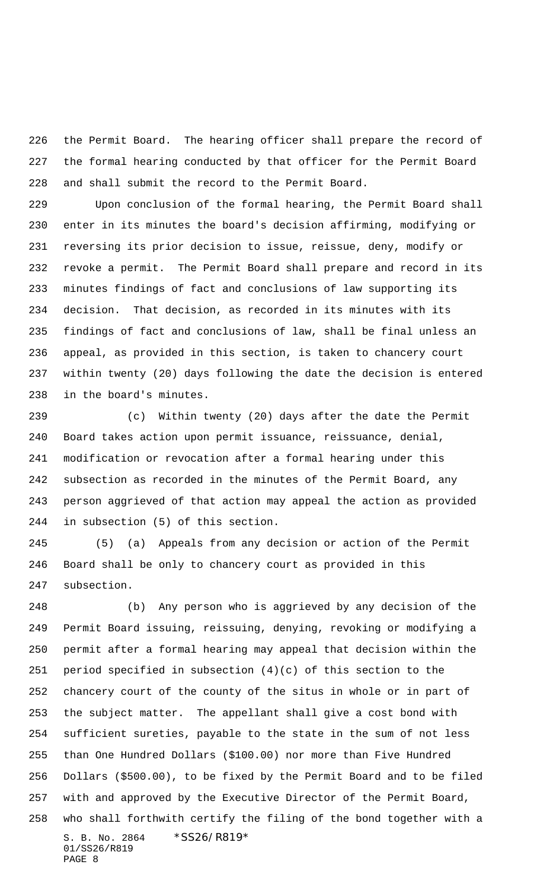the Permit Board. The hearing officer shall prepare the record of the formal hearing conducted by that officer for the Permit Board and shall submit the record to the Permit Board.

Upon conclusion of the formal hearing, the Permit Board shall enter in its minutes the board's decision affirming, modifying or reversing its prior decision to issue, reissue, deny, modify or revoke a permit. The Permit Board shall prepare and record in its minutes findings of fact and conclusions of law supporting its decision. That decision, as recorded in its minutes with its findings of fact and conclusions of law, shall be final unless an appeal, as provided in this section, is taken to chancery court within twenty (20) days following the date the decision is entered in the board's minutes.

(c) Within twenty (20) days after the date the Permit Board takes action upon permit issuance, reissuance, denial, modification or revocation after a formal hearing under this subsection as recorded in the minutes of the Permit Board, any person aggrieved of that action may appeal the action as provided in subsection (5) of this section.

(5) (a) Appeals from any decision or action of the Permit Board shall be only to chancery court as provided in this subsection.

(b) Any person who is aggrieved by any decision of the Permit Board issuing, reissuing, denying, revoking or modifying a permit after a formal hearing may appeal that decision within the period specified in subsection (4)(c) of this section to the chancery court of the county of the situs in whole or in part of the subject matter. The appellant shall give a cost bond with sufficient sureties, payable to the state in the sum of not less than One Hundred Dollars ($100.00) nor more than Five Hundred Dollars ($500.00), to be fixed by the Permit Board and to be filed with and approved by the Executive Director of the Permit Board, who shall forthwith certify the filing of the bond together with a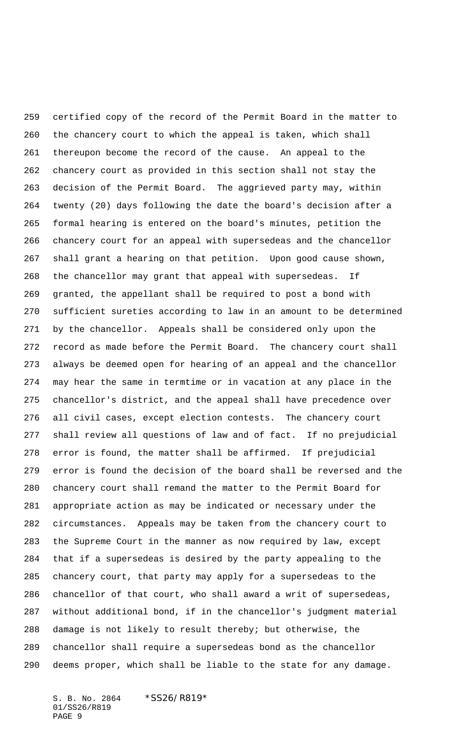certified copy of the record of the Permit Board in the matter to the chancery court to which the appeal is taken, which shall thereupon become the record of the cause. An appeal to the chancery court as provided in this section shall not stay the decision of the Permit Board. The aggrieved party may, within twenty (20) days following the date the board's decision after a formal hearing is entered on the board's minutes, petition the chancery court for an appeal with supersedeas and the chancellor shall grant a hearing on that petition. Upon good cause shown, the chancellor may grant that appeal with supersedeas. If granted, the appellant shall be required to post a bond with sufficient sureties according to law in an amount to be determined by the chancellor. Appeals shall be considered only upon the record as made before the Permit Board. The chancery court shall always be deemed open for hearing of an appeal and the chancellor may hear the same in termtime or in vacation at any place in the chancellor's district, and the appeal shall have precedence over all civil cases, except election contests. The chancery court shall review all questions of law and of fact. If no prejudicial error is found, the matter shall be affirmed. If prejudicial error is found the decision of the board shall be reversed and the chancery court shall remand the matter to the Permit Board for appropriate action as may be indicated or necessary under the circumstances. Appeals may be taken from the chancery court to the Supreme Court in the manner as now required by law, except that if a supersedeas is desired by the party appealing to the chancery court, that party may apply for a supersedeas to the chancellor of that court, who shall award a writ of supersedeas, without additional bond, if in the chancellor's judgment material damage is not likely to result thereby; but otherwise, the chancellor shall require a supersedeas bond as the chancellor deems proper, which shall be liable to the state for any damage.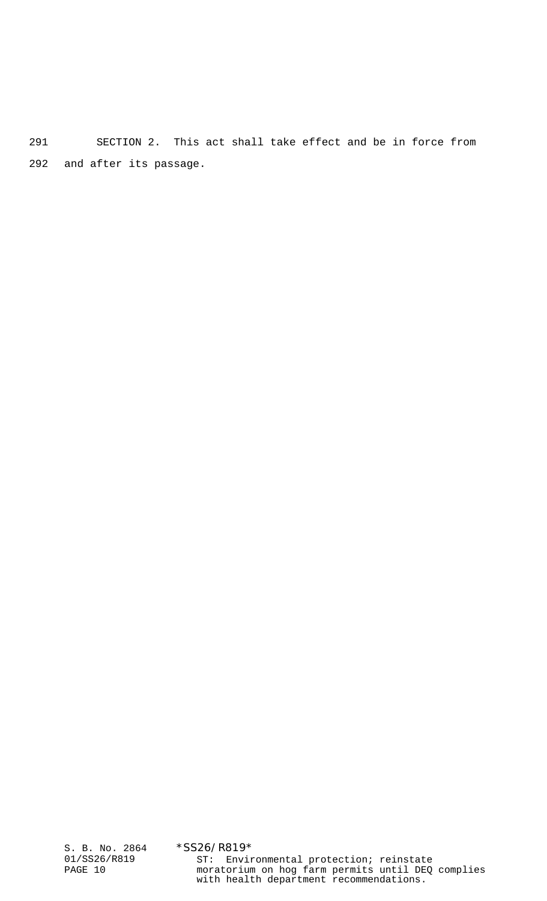291 SECTION 2. This act shall take effect and be in force from

292 and after its passage.